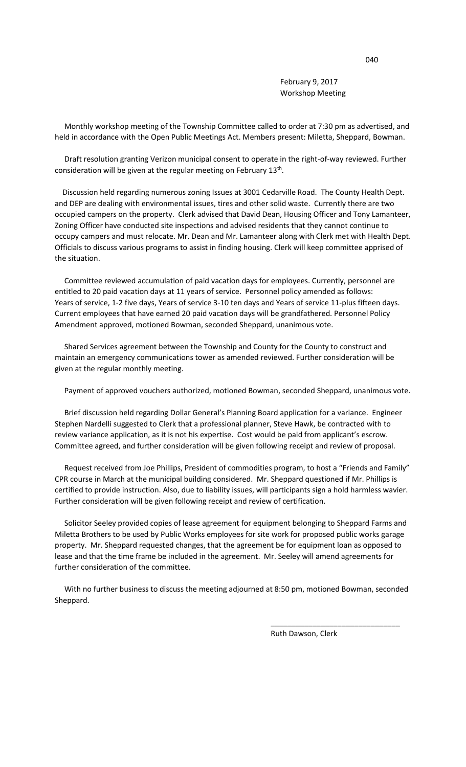February 9, 2017
Workshop Meeting

Monthly workshop meeting of the Township Committee called to order at 7:30 pm as advertised, and held in accordance with the Open Public Meetings Act. Members present: Miletta, Sheppard, Bowman.

Draft resolution granting Verizon municipal consent to operate in the right-of-way reviewed. Further consideration will be given at the regular meeting on February 13th.

Discussion held regarding numerous zoning Issues at 3001 Cedarville Road. The County Health Dept. and DEP are dealing with environmental issues, tires and other solid waste. Currently there are two occupied campers on the property. Clerk advised that David Dean, Housing Officer and Tony Lamanteer, Zoning Officer have conducted site inspections and advised residents that they cannot continue to occupy campers and must relocate. Mr. Dean and Mr. Lamanteer along with Clerk met with Health Dept. Officials to discuss various programs to assist in finding housing. Clerk will keep committee apprised of the situation.

Committee reviewed accumulation of paid vacation days for employees. Currently, personnel are entitled to 20 paid vacation days at 11 years of service. Personnel policy amended as follows: Years of service, 1-2 five days, Years of service 3-10 ten days and Years of service 11-plus fifteen days. Current employees that have earned 20 paid vacation days will be grandfathered. Personnel Policy Amendment approved, motioned Bowman, seconded Sheppard, unanimous vote.

Shared Services agreement between the Township and County for the County to construct and maintain an emergency communications tower as amended reviewed. Further consideration will be given at the regular monthly meeting.

Payment of approved vouchers authorized, motioned Bowman, seconded Sheppard, unanimous vote.

Brief discussion held regarding Dollar General's Planning Board application for a variance. Engineer Stephen Nardelli suggested to Clerk that a professional planner, Steve Hawk, be contracted with to review variance application, as it is not his expertise. Cost would be paid from applicant's escrow. Committee agreed, and further consideration will be given following receipt and review of proposal.

Request received from Joe Phillips, President of commodities program, to host a "Friends and Family" CPR course in March at the municipal building considered. Mr. Sheppard questioned if Mr. Phillips is certified to provide instruction. Also, due to liability issues, will participants sign a hold harmless wavier. Further consideration will be given following receipt and review of certification.

Solicitor Seeley provided copies of lease agreement for equipment belonging to Sheppard Farms and Miletta Brothers to be used by Public Works employees for site work for proposed public works garage property. Mr. Sheppard requested changes, that the agreement be for equipment loan as opposed to lease and that the time frame be included in the agreement. Mr. Seeley will amend agreements for further consideration of the committee.

With no further business to discuss the meeting adjourned at 8:50 pm, motioned Bowman, seconded Sheppard.

\_\_\_\_\_\_\_\_\_\_\_\_\_\_\_\_\_\_\_\_\_\_\_\_\_\_\_\_\_\_

Ruth Dawson, Clerk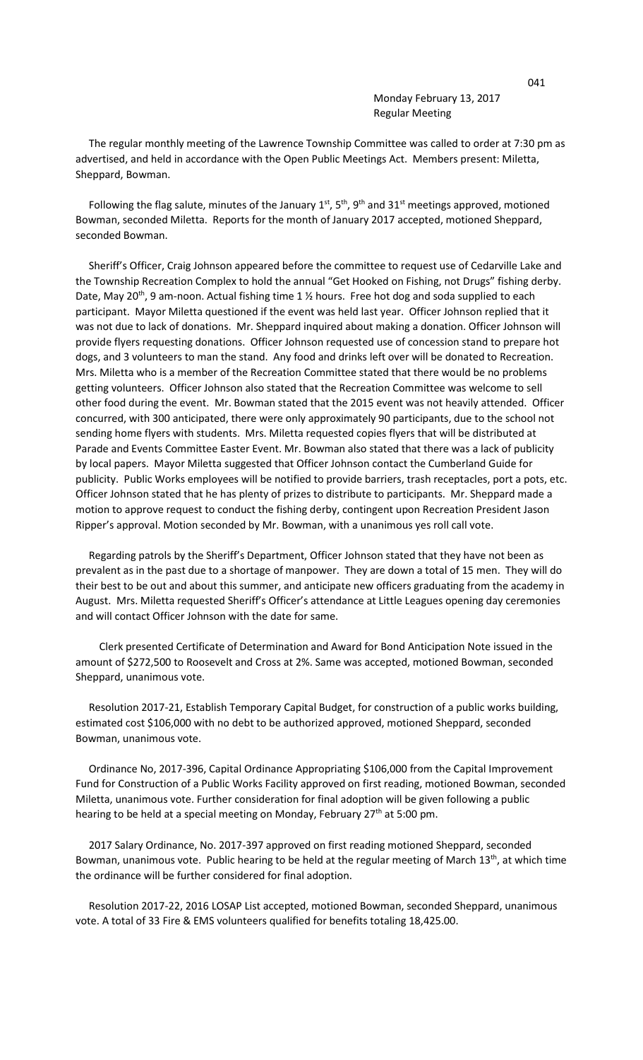Monday February 13, 2017
Regular Meeting

The regular monthly meeting of the Lawrence Township Committee was called to order at 7:30 pm as advertised, and held in accordance with the Open Public Meetings Act. Members present: Miletta, Sheppard, Bowman.

Following the flag salute, minutes of the January 1st, 5th, 9th and 31st meetings approved, motioned Bowman, seconded Miletta. Reports for the month of January 2017 accepted, motioned Sheppard, seconded Bowman.

Sheriff's Officer, Craig Johnson appeared before the committee to request use of Cedarville Lake and the Township Recreation Complex to hold the annual "Get Hooked on Fishing, not Drugs" fishing derby. Date, May 20th, 9 am-noon. Actual fishing time 1 ½ hours. Free hot dog and soda supplied to each participant. Mayor Miletta questioned if the event was held last year. Officer Johnson replied that it was not due to lack of donations. Mr. Sheppard inquired about making a donation. Officer Johnson will provide flyers requesting donations. Officer Johnson requested use of concession stand to prepare hot dogs, and 3 volunteers to man the stand. Any food and drinks left over will be donated to Recreation. Mrs. Miletta who is a member of the Recreation Committee stated that there would be no problems getting volunteers. Officer Johnson also stated that the Recreation Committee was welcome to sell other food during the event. Mr. Bowman stated that the 2015 event was not heavily attended. Officer concurred, with 300 anticipated, there were only approximately 90 participants, due to the school not sending home flyers with students. Mrs. Miletta requested copies flyers that will be distributed at Parade and Events Committee Easter Event. Mr. Bowman also stated that there was a lack of publicity by local papers. Mayor Miletta suggested that Officer Johnson contact the Cumberland Guide for publicity. Public Works employees will be notified to provide barriers, trash receptacles, port a pots, etc. Officer Johnson stated that he has plenty of prizes to distribute to participants. Mr. Sheppard made a motion to approve request to conduct the fishing derby, contingent upon Recreation President Jason Ripper's approval. Motion seconded by Mr. Bowman, with a unanimous yes roll call vote.

Regarding patrols by the Sheriff's Department, Officer Johnson stated that they have not been as prevalent as in the past due to a shortage of manpower. They are down a total of 15 men. They will do their best to be out and about this summer, and anticipate new officers graduating from the academy in August. Mrs. Miletta requested Sheriff's Officer's attendance at Little Leagues opening day ceremonies and will contact Officer Johnson with the date for same.

Clerk presented Certificate of Determination and Award for Bond Anticipation Note issued in the amount of $272,500 to Roosevelt and Cross at 2%. Same was accepted, motioned Bowman, seconded Sheppard, unanimous vote.

Resolution 2017-21, Establish Temporary Capital Budget, for construction of a public works building, estimated cost $106,000 with no debt to be authorized approved, motioned Sheppard, seconded Bowman, unanimous vote.

Ordinance No, 2017-396, Capital Ordinance Appropriating $106,000 from the Capital Improvement Fund for Construction of a Public Works Facility approved on first reading, motioned Bowman, seconded Miletta, unanimous vote. Further consideration for final adoption will be given following a public hearing to be held at a special meeting on Monday, February 27th at 5:00 pm.

2017 Salary Ordinance, No. 2017-397 approved on first reading motioned Sheppard, seconded Bowman, unanimous vote. Public hearing to be held at the regular meeting of March 13th, at which time the ordinance will be further considered for final adoption.

Resolution 2017-22, 2016 LOSAP List accepted, motioned Bowman, seconded Sheppard, unanimous vote. A total of 33 Fire & EMS volunteers qualified for benefits totaling 18,425.00.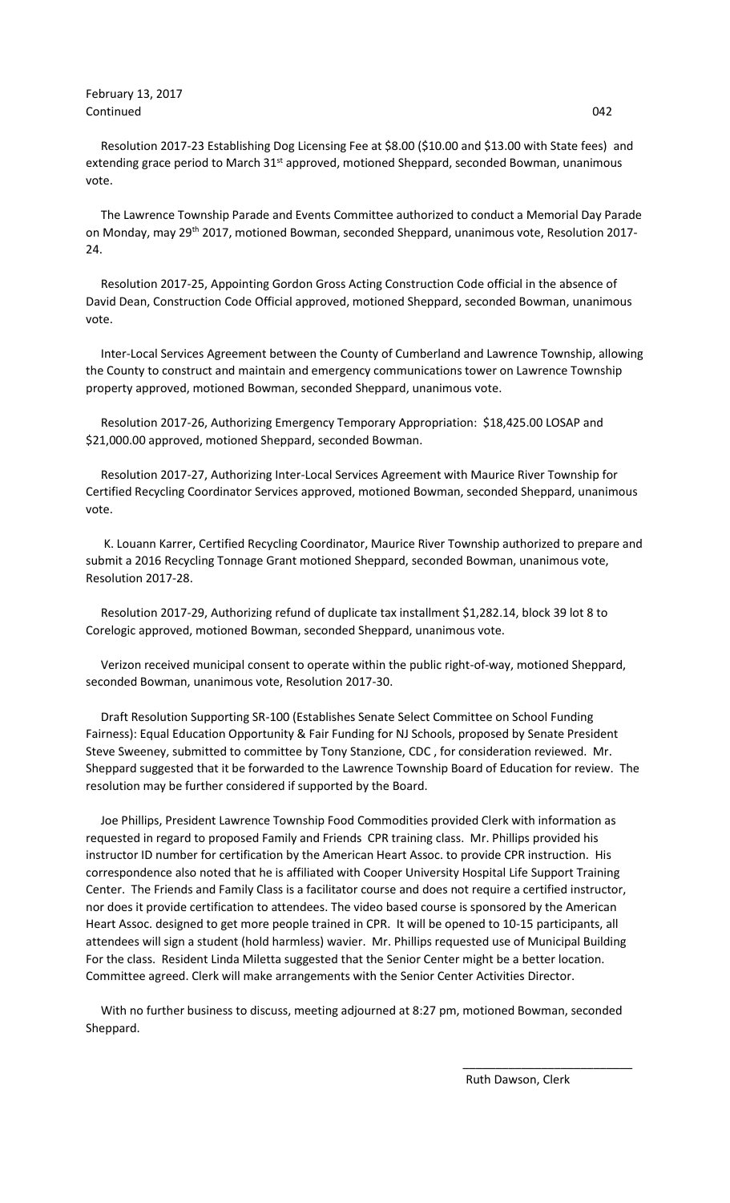February 13, 2017
Continued

Resolution 2017-23 Establishing Dog Licensing Fee at $8.00 ($10.00 and $13.00 with State fees) and extending grace period to March 31st approved, motioned Sheppard, seconded Bowman, unanimous vote.

The Lawrence Township Parade and Events Committee authorized to conduct a Memorial Day Parade on Monday, may 29th 2017, motioned Bowman, seconded Sheppard, unanimous vote, Resolution 2017-24.

Resolution 2017-25, Appointing Gordon Gross Acting Construction Code official in the absence of David Dean, Construction Code Official approved, motioned Sheppard, seconded Bowman, unanimous vote.

Inter-Local Services Agreement between the County of Cumberland and Lawrence Township, allowing the County to construct and maintain and emergency communications tower on Lawrence Township property approved, motioned Bowman, seconded Sheppard, unanimous vote.

Resolution 2017-26, Authorizing Emergency Temporary Appropriation: $18,425.00 LOSAP and $21,000.00 approved, motioned Sheppard, seconded Bowman.

Resolution 2017-27, Authorizing Inter-Local Services Agreement with Maurice River Township for Certified Recycling Coordinator Services approved, motioned Bowman, seconded Sheppard, unanimous vote.

K. Louann Karrer, Certified Recycling Coordinator, Maurice River Township authorized to prepare and submit a 2016 Recycling Tonnage Grant motioned Sheppard, seconded Bowman, unanimous vote, Resolution 2017-28.

Resolution 2017-29, Authorizing refund of duplicate tax installment $1,282.14, block 39 lot 8 to Corelogic approved, motioned Bowman, seconded Sheppard, unanimous vote.

Verizon received municipal consent to operate within the public right-of-way, motioned Sheppard, seconded Bowman, unanimous vote, Resolution 2017-30.

Draft Resolution Supporting SR-100 (Establishes Senate Select Committee on School Funding Fairness): Equal Education Opportunity & Fair Funding for NJ Schools, proposed by Senate President Steve Sweeney, submitted to committee by Tony Stanzione, CDC , for consideration reviewed. Mr. Sheppard suggested that it be forwarded to the Lawrence Township Board of Education for review. The resolution may be further considered if supported by the Board.

Joe Phillips, President Lawrence Township Food Commodities provided Clerk with information as requested in regard to proposed Family and Friends CPR training class. Mr. Phillips provided his instructor ID number for certification by the American Heart Assoc. to provide CPR instruction. His correspondence also noted that he is affiliated with Cooper University Hospital Life Support Training Center. The Friends and Family Class is a facilitator course and does not require a certified instructor, nor does it provide certification to attendees. The video based course is sponsored by the American Heart Assoc. designed to get more people trained in CPR. It will be opened to 10-15 participants, all attendees will sign a student (hold harmless) wavier. Mr. Phillips requested use of Municipal Building For the class. Resident Linda Miletta suggested that the Senior Center might be a better location. Committee agreed. Clerk will make arrangements with the Senior Center Activities Director.

With no further business to discuss, meeting adjourned at 8:27 pm, motioned Bowman, seconded Sheppard.

\_\_\_\_\_\_\_\_\_\_\_\_\_\_\_\_\_\_\_\_\_\_\_\_\_\_

Ruth Dawson, Clerk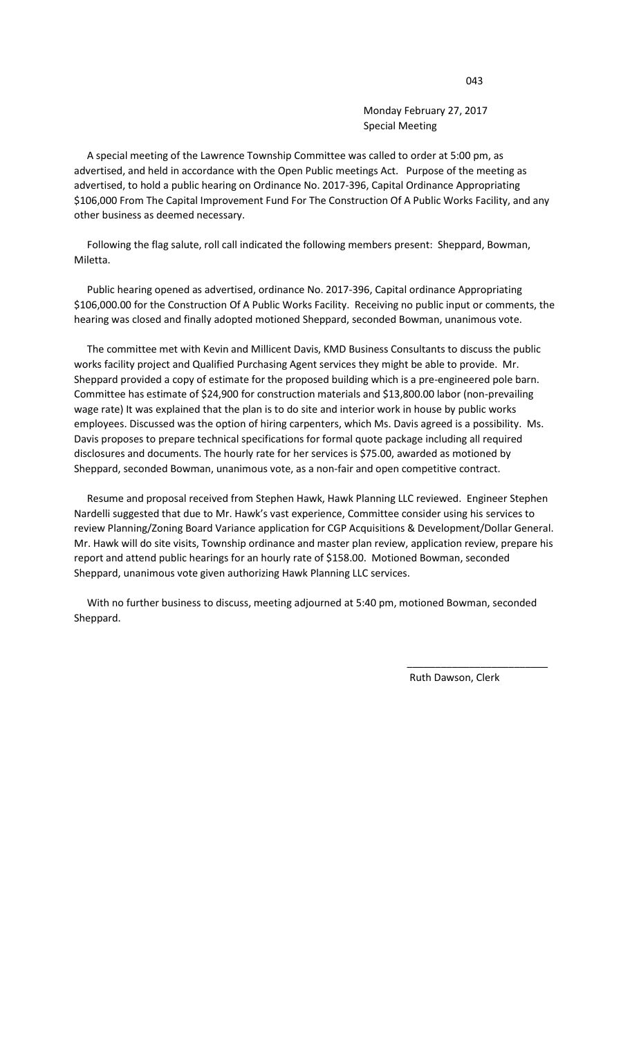Monday February 27, 2017
Special Meeting

A special meeting of the Lawrence Township Committee was called to order at 5:00 pm, as advertised, and held in accordance with the Open Public meetings Act. Purpose of the meeting as advertised, to hold a public hearing on Ordinance No. 2017-396, Capital Ordinance Appropriating $106,000 From The Capital Improvement Fund For The Construction Of A Public Works Facility, and any other business as deemed necessary.

Following the flag salute, roll call indicated the following members present: Sheppard, Bowman, Miletta.

Public hearing opened as advertised, ordinance No. 2017-396, Capital ordinance Appropriating $106,000.00 for the Construction Of A Public Works Facility. Receiving no public input or comments, the hearing was closed and finally adopted motioned Sheppard, seconded Bowman, unanimous vote.

The committee met with Kevin and Millicent Davis, KMD Business Consultants to discuss the public works facility project and Qualified Purchasing Agent services they might be able to provide. Mr. Sheppard provided a copy of estimate for the proposed building which is a pre-engineered pole barn. Committee has estimate of $24,900 for construction materials and $13,800.00 labor (non-prevailing wage rate) It was explained that the plan is to do site and interior work in house by public works employees. Discussed was the option of hiring carpenters, which Ms. Davis agreed is a possibility. Ms. Davis proposes to prepare technical specifications for formal quote package including all required disclosures and documents. The hourly rate for her services is $75.00, awarded as motioned by Sheppard, seconded Bowman, unanimous vote, as a non-fair and open competitive contract.

Resume and proposal received from Stephen Hawk, Hawk Planning LLC reviewed. Engineer Stephen Nardelli suggested that due to Mr. Hawk's vast experience, Committee consider using his services to review Planning/Zoning Board Variance application for CGP Acquisitions & Development/Dollar General. Mr. Hawk will do site visits, Township ordinance and master plan review, application review, prepare his report and attend public hearings for an hourly rate of $158.00. Motioned Bowman, seconded Sheppard, unanimous vote given authorizing Hawk Planning LLC services.

With no further business to discuss, meeting adjourned at 5:40 pm, motioned Bowman, seconded Sheppard.

\_\_\_\_\_\_\_\_\_\_\_\_\_\_\_\_\_\_\_\_\_\_\_\_\_

Ruth Dawson, Clerk